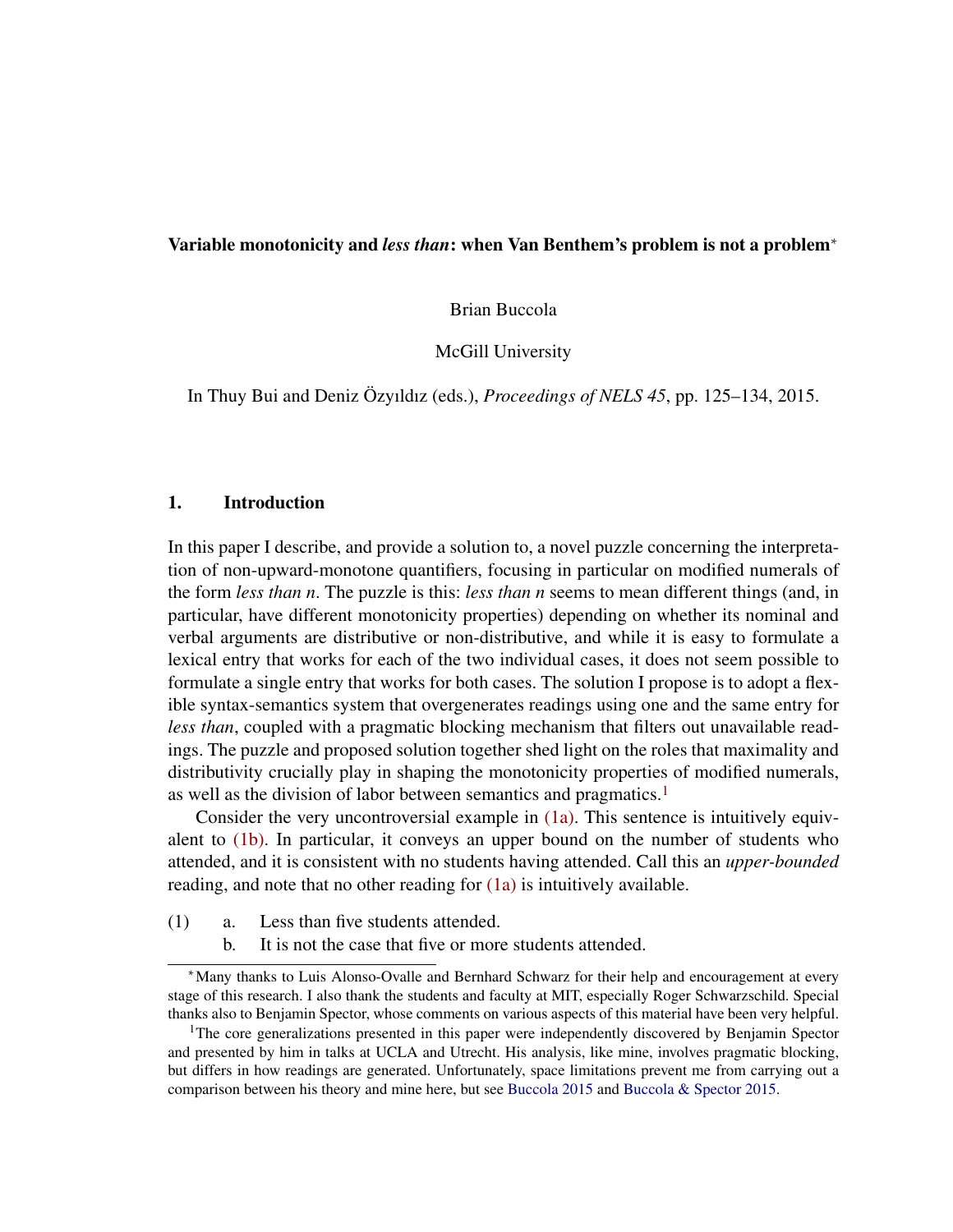# Variable monotonicity and *less than*: when Van Benthem's problem is not a problem*

Brian Buccola

McGill University

In Thuy Bui and Deniz Özyıldız (eds.), *Proceedings of NELS 45*, pp. 125–134, 2015.

## 1. Introduction

In this paper I describe, and provide a solution to, a novel puzzle concerning the interpretation of non-upward-monotone quantifiers, focusing in particular on modified numerals of the form *less than n*. The puzzle is this: *less than n* seems to mean different things (and, in particular, have different monotonicity properties) depending on whether its nominal and verbal arguments are distributive or non-distributive, and while it is easy to formulate a lexical entry that works for each of the two individual cases, it does not seem possible to formulate a single entry that works for both cases. The solution I propose is to adopt a flexible syntax-semantics system that overgenerates readings using one and the same entry for *less than*, coupled with a pragmatic blocking mechanism that filters out unavailable readings. The puzzle and proposed solution together shed light on the roles that maximality and distributivity crucially play in shaping the monotonicity properties of modified numerals, as well as the division of labor between semantics and pragmatics.[1]

Consider the very uncontroversial example in (1a). This sentence is intuitively equivalent to (1b). In particular, it conveys an upper bound on the number of students who attended, and it is consistent with no students having attended. Call this an *upper-bounded* reading, and note that no other reading for (1a) is intuitively available.

(1) a. Less than five students attended.
  b. It is not the case that five or more students attended.

*Many thanks to Luis Alonso-Ovalle and Bernhard Schwarz for their help and encouragement at every stage of this research. I also thank the students and faculty at MIT, especially Roger Schwarzschild. Special thanks also to Benjamin Spector, whose comments on various aspects of this material have been very helpful.

[1]The core generalizations presented in this paper were independently discovered by Benjamin Spector and presented by him in talks at UCLA and Utrecht. His analysis, like mine, involves pragmatic blocking, but differs in how readings are generated. Unfortunately, space limitations prevent me from carrying out a comparison between his theory and mine here, but see Buccola 2015 and Buccola & Spector 2015.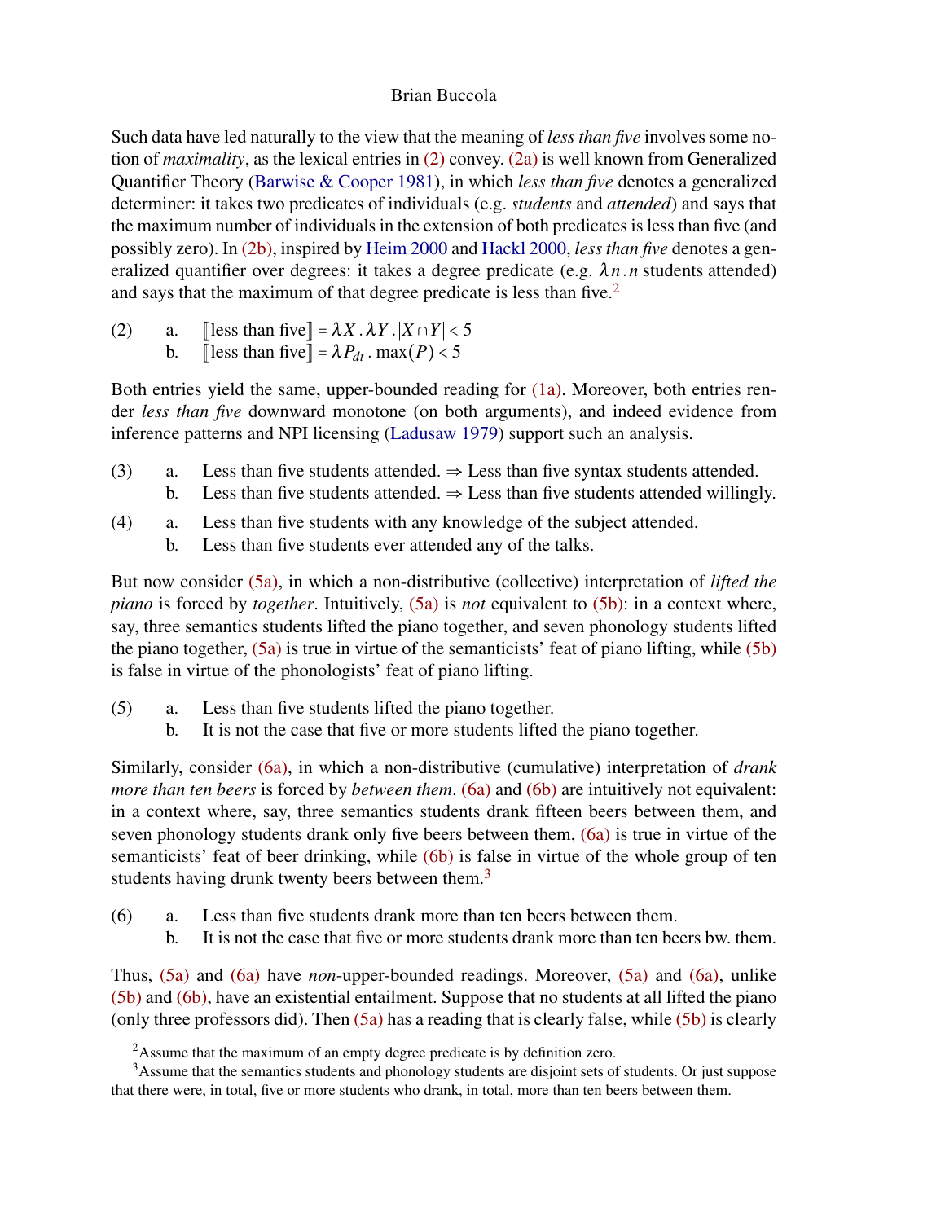Such data have led naturally to the view that the meaning of *less than five* involves some notion of *maximality*, as the lexical entries in (2) convey. (2a) is well known from Generalized Quantifier Theory (Barwise & Cooper 1981), in which *less than five* denotes a generalized determiner: it takes two predicates of individuals (e.g. *students* and *attended*) and says that the maximum number of individuals in the extension of both predicates is less than five (and possibly zero). In (2b), inspired by Heim 2000 and Hackl 2000, *less than five* denotes a generalized quantifier over degrees: it takes a degree predicate (e.g. $\lambda n \,.\, n$ students attended) and says that the maximum of that degree predicate is less than five.[2]

(2) a. $[\![\text{less than five}]\!] = \lambda X \,.\, \lambda Y \,.\, |X \cap Y| < 5$
 b. $[\![\text{less than five}]\!] = \lambda P_{dt} \,.\, \max(P) < 5$

Both entries yield the same, upper-bounded reading for (1a). Moreover, both entries render *less than five* downward monotone (on both arguments), and indeed evidence from inference patterns and NPI licensing (Ladusaw 1979) support such an analysis.

(3) a. Less than five students attended. ⇒ Less than five syntax students attended.
 b. Less than five students attended. ⇒ Less than five students attended willingly.

(4) a. Less than five students with any knowledge of the subject attended.
 b. Less than five students ever attended any of the talks.

But now consider (5a), in which a non-distributive (collective) interpretation of *lifted the piano* is forced by *together*. Intuitively, (5a) is *not* equivalent to (5b): in a context where, say, three semantics students lifted the piano together, and seven phonology students lifted the piano together, (5a) is true in virtue of the semanticists' feat of piano lifting, while (5b) is false in virtue of the phonologists' feat of piano lifting.

(5) a. Less than five students lifted the piano together.
 b. It is not the case that five or more students lifted the piano together.

Similarly, consider (6a), in which a non-distributive (cumulative) interpretation of *drank more than ten beers* is forced by *between them*. (6a) and (6b) are intuitively not equivalent: in a context where, say, three semantics students drank fifteen beers between them, and seven phonology students drank only five beers between them, (6a) is true in virtue of the semanticists' feat of beer drinking, while (6b) is false in virtue of the whole group of ten students having drunk twenty beers between them.[3]

(6) a. Less than five students drank more than ten beers between them.
 b. It is not the case that five or more students drank more than ten beers bw. them.

Thus, (5a) and (6a) have *non*-upper-bounded readings. Moreover, (5a) and (6a), unlike (5b) and (6b), have an existential entailment. Suppose that no students at all lifted the piano (only three professors did). Then (5a) has a reading that is clearly false, while (5b) is clearly

---

[2] Assume that the maximum of an empty degree predicate is by definition zero.

[3] Assume that the semantics students and phonology students are disjoint sets of students. Or just suppose that there were, in total, five or more students who drank, in total, more than ten beers between them.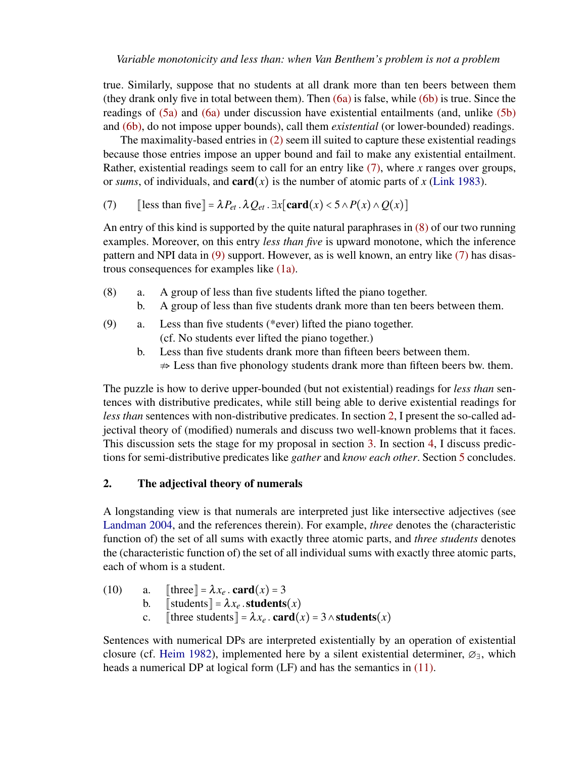true. Similarly, suppose that no students at all drank more than ten beers between them (they drank only five in total between them). Then (6a) is false, while (6b) is true. Since the readings of (5a) and (6a) under discussion have existential entailments (and, unlike (5b) and (6b), do not impose upper bounds), call them *existential* (or lower-bounded) readings.

The maximality-based entries in (2) seem ill suited to capture these existential readings because those entries impose an upper bound and fail to make any existential entailment. Rather, existential readings seem to call for an entry like (7), where $x$ ranges over groups, or *sums*, of individuals, and $\mathbf{card}(x)$ is the number of atomic parts of $x$ (Link 1983).

(7) $[\![\text{less than five}]\!] = \lambda P_{et} \,.\, \lambda Q_{et} \,.\, \exists x[\mathbf{card}(x) < 5 \wedge P(x) \wedge Q(x)]$

An entry of this kind is supported by the quite natural paraphrases in (8) of our two running examples. Moreover, on this entry *less than five* is upward monotone, which the inference pattern and NPI data in (9) support. However, as is well known, an entry like (7) has disastrous consequences for examples like (1a).

(8)
a. A group of less than five students lifted the piano together.
b. A group of less than five students drank more than ten beers between them.

(9)
a. Less than five students (*ever) lifted the piano together.
(cf. No students ever lifted the piano together.)
b. Less than five students drank more than fifteen beers between them.
$\not\Rightarrow$ Less than five phonology students drank more than fifteen beers bw. them.

The puzzle is how to derive upper-bounded (but not existential) readings for *less than* sentences with distributive predicates, while still being able to derive existential readings for *less than* sentences with non-distributive predicates. In section 2, I present the so-called adjectival theory of (modified) numerals and discuss two well-known problems that it faces. This discussion sets the stage for my proposal in section 3. In section 4, I discuss predictions for semi-distributive predicates like *gather* and *know each other*. Section 5 concludes.

## 2. The adjectival theory of numerals

A longstanding view is that numerals are interpreted just like intersective adjectives (see Landman 2004, and the references therein). For example, *three* denotes the (characteristic function of) the set of all sums with exactly three atomic parts, and *three students* denotes the (characteristic function of) the set of all individual sums with exactly three atomic parts, each of whom is a student.

(10)
a. $[\![\text{three}]\!] = \lambda x_e \,.\, \mathbf{card}(x) = 3$
b. $[\![\text{students}]\!] = \lambda x_e \,.\, \mathbf{students}(x)$
c. $[\![\text{three students}]\!] = \lambda x_e \,.\, \mathbf{card}(x) = 3 \wedge \mathbf{students}(x)$

Sentences with numerical DPs are interpreted existentially by an operation of existential closure (cf. Heim 1982), implemented here by a silent existential determiner, $\varnothing_\exists$, which heads a numerical DP at logical form (LF) and has the semantics in (11).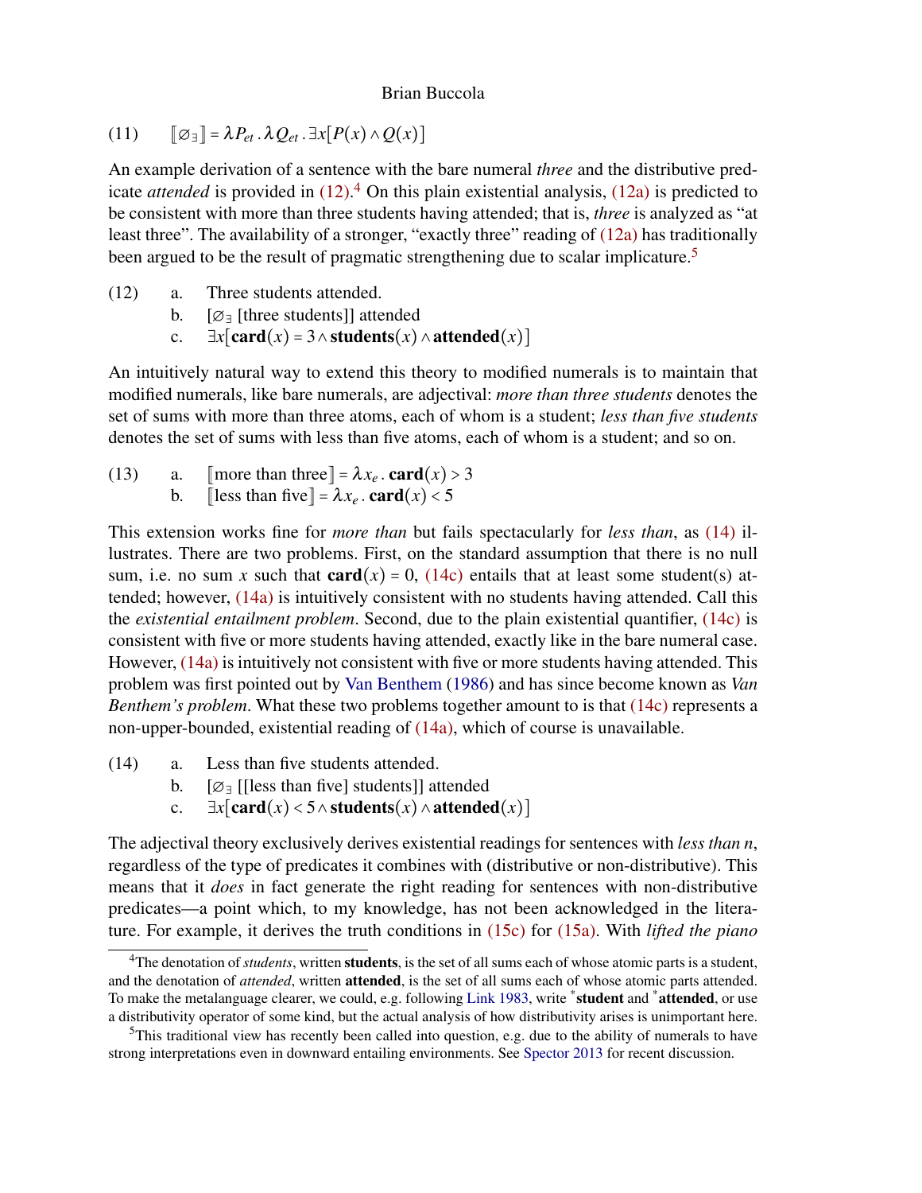(11) $[\![\varnothing_\exists]\!] = \lambda P_{et} \, . \, \lambda Q_{et} \, . \, \exists x[P(x) \wedge Q(x)]$

An example derivation of a sentence with the bare numeral *three* and the distributive predicate *attended* is provided in (12).[4] On this plain existential analysis, (12a) is predicted to be consistent with more than three students having attended; that is, *three* is analyzed as "at least three". The availability of a stronger, "exactly three" reading of (12a) has traditionally been argued to be the result of pragmatic strengthening due to scalar implicature.[5]

(12)
a. Three students attended.
b. [$\varnothing_\exists$ [three students]] attended
c. $\exists x[\mathbf{card}(x) = 3 \wedge \mathbf{students}(x) \wedge \mathbf{attended}(x)]$

An intuitively natural way to extend this theory to modified numerals is to maintain that modified numerals, like bare numerals, are adjectival: *more than three students* denotes the set of sums with more than three atoms, each of whom is a student; *less than five students* denotes the set of sums with less than five atoms, each of whom is a student; and so on.

(13)
a. $[\![\text{more than three}]\!] = \lambda x_e \, . \, \mathbf{card}(x) > 3$
b. $[\![\text{less than five}]\!] = \lambda x_e \, . \, \mathbf{card}(x) < 5$

This extension works fine for *more than* but fails spectacularly for *less than*, as (14) illustrates. There are two problems. First, on the standard assumption that there is no null sum, i.e. no sum $x$ such that $\mathbf{card}(x) = 0$, (14c) entails that at least some student(s) attended; however, (14a) is intuitively consistent with no students having attended. Call this the *existential entailment problem*. Second, due to the plain existential quantifier, (14c) is consistent with five or more students having attended, exactly like in the bare numeral case. However, (14a) is intuitively not consistent with five or more students having attended. This problem was first pointed out by Van Benthem (1986) and has since become known as *Van Benthem's problem*. What these two problems together amount to is that (14c) represents a non-upper-bounded, existential reading of (14a), which of course is unavailable.

(14)
a. Less than five students attended.
b. [$\varnothing_\exists$ [[less than five] students]] attended
c. $\exists x[\mathbf{card}(x) < 5 \wedge \mathbf{students}(x) \wedge \mathbf{attended}(x)]$

The adjectival theory exclusively derives existential readings for sentences with *less than n*, regardless of the type of predicates it combines with (distributive or non-distributive). This means that it *does* in fact generate the right reading for sentences with non-distributive predicates—a point which, to my knowledge, has not been acknowledged in the literature. For example, it derives the truth conditions in (15c) for (15a). With *lifted the piano*

[4] The denotation of *students*, written **students**, is the set of all sums each of whose atomic parts is a student, and the denotation of *attended*, written **attended**, is the set of all sums each of whose atomic parts attended. To make the metalanguage clearer, we could, e.g. following Link 1983, write $^*$**student** and $^*$**attended**, or use a distributivity operator of some kind, but the actual analysis of how distributivity arises is unimportant here.

[5] This traditional view has recently been called into question, e.g. due to the ability of numerals to have strong interpretations even in downward entailing environments. See Spector 2013 for recent discussion.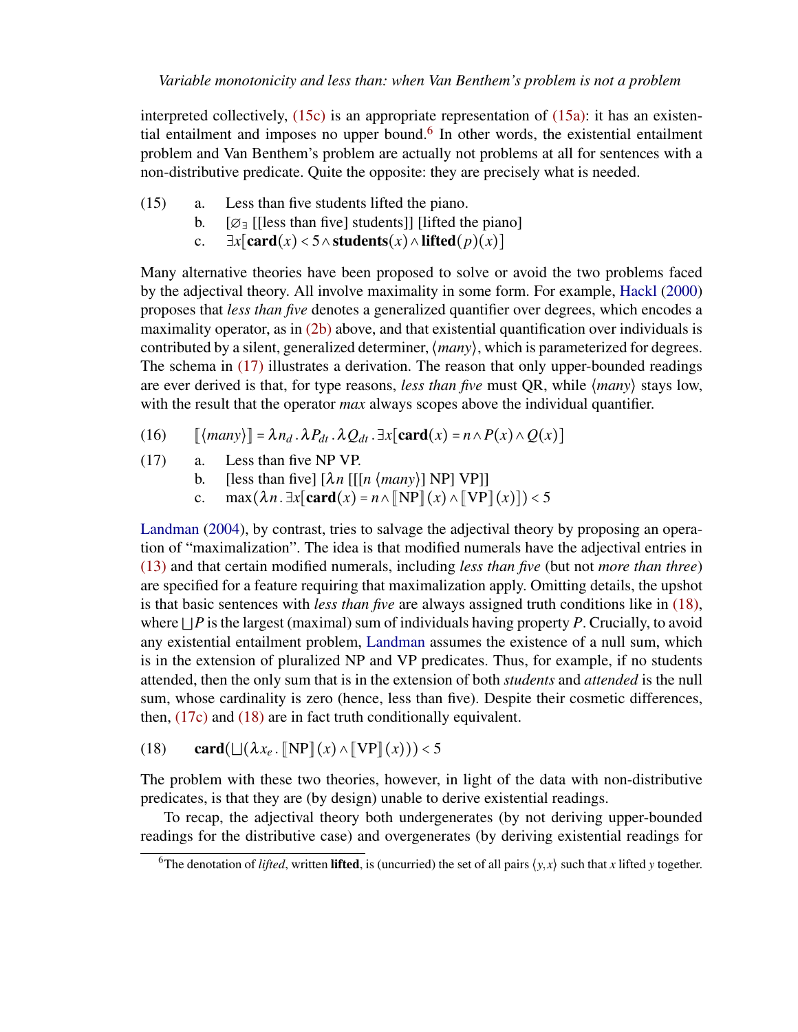interpreted collectively, (15c) is an appropriate representation of (15a): it has an existential entailment and imposes no upper bound.[6] In other words, the existential entailment problem and Van Benthem's problem are actually not problems at all for sentences with a non-distributive predicate. Quite the opposite: they are precisely what is needed.

(15) a. Less than five students lifted the piano.

b. [$\varnothing_{\exists}$ [[less than five] students]] [lifted the piano]

c. $\exists x[\mathbf{card}(x) < 5 \wedge \mathbf{students}(x) \wedge \mathbf{lifted}(p)(x)]$

Many alternative theories have been proposed to solve or avoid the two problems faced by the adjectival theory. All involve maximality in some form. For example, Hackl (2000) proposes that *less than five* denotes a generalized quantifier over degrees, which encodes a maximality operator, as in (2b) above, and that existential quantification over individuals is contributed by a silent, generalized determiner, $\langle$*many*$\rangle$, which is parameterized for degrees. The schema in (17) illustrates a derivation. The reason that only upper-bounded readings are ever derived is that, for type reasons, *less than five* must QR, while $\langle$*many*$\rangle$ stays low, with the result that the operator *max* always scopes above the individual quantifier.

(16) $[\![\langle many \rangle]\!] = \lambda n_d \,.\, \lambda P_{dt} \,.\, \lambda Q_{dt} \,.\, \exists x[\mathbf{card}(x) = n \wedge P(x) \wedge Q(x)]$

(17) a. Less than five NP VP.

b. [less than five] [$\lambda n$ [[[$n$ $\langle$*many*$\rangle$] NP] VP]]

c. $\max(\lambda n \,.\, \exists x[\mathbf{card}(x) = n \wedge [\![\mathrm{NP}]\!](x) \wedge [\![\mathrm{VP}]\!](x)]) < 5$

Landman (2004), by contrast, tries to salvage the adjectival theory by proposing an operation of "maximalization". The idea is that modified numerals have the adjectival entries in (13) and that certain modified numerals, including *less than five* (but not *more than three*) are specified for a feature requiring that maximalization apply. Omitting details, the upshot is that basic sentences with *less than five* are always assigned truth conditions like in (18), where $\bigsqcup P$ is the largest (maximal) sum of individuals having property $P$. Crucially, to avoid any existential entailment problem, Landman assumes the existence of a null sum, which is in the extension of pluralized NP and VP predicates. Thus, for example, if no students attended, then the only sum that is in the extension of both *students* and *attended* is the null sum, whose cardinality is zero (hence, less than five). Despite their cosmetic differences, then, (17c) and (18) are in fact truth conditionally equivalent.

(18) $\mathbf{card}(\bigsqcup(\lambda x_e \,.\, [\![\mathrm{NP}]\!](x) \wedge [\![\mathrm{VP}]\!](x))) < 5$

The problem with these two theories, however, in light of the data with non-distributive predicates, is that they are (by design) unable to derive existential readings.

To recap, the adjectival theory both undergenerates (by not deriving upper-bounded readings for the distributive case) and overgenerates (by deriving existential readings for

[6] The denotation of *lifted*, written **lifted**, is (uncurried) the set of all pairs $\langle y, x \rangle$ such that $x$ lifted $y$ together.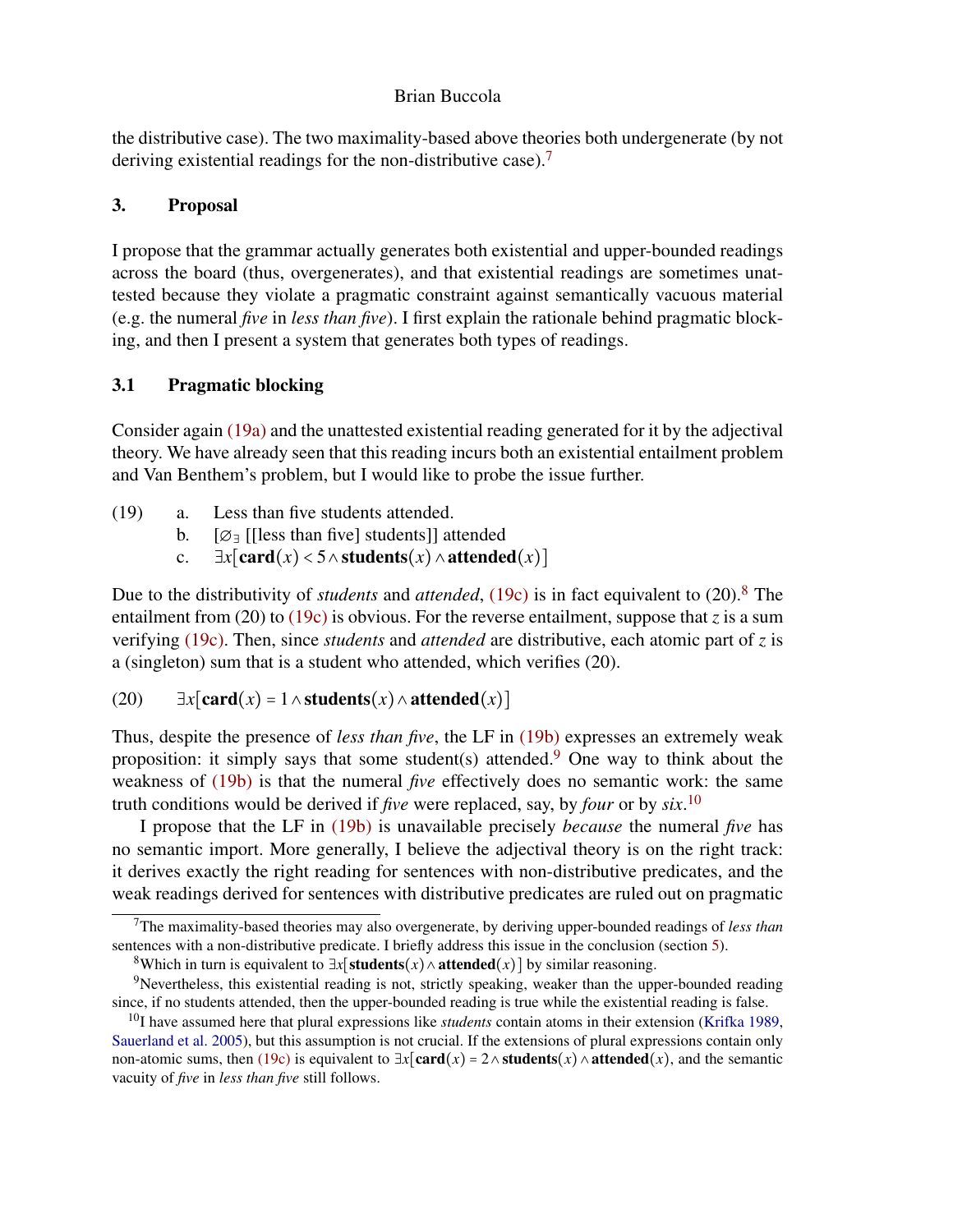the distributive case). The two maximality-based above theories both undergenerate (by not deriving existential readings for the non-distributive case).[7]

## 3. Proposal

I propose that the grammar actually generates both existential and upper-bounded readings across the board (thus, overgenerates), and that existential readings are sometimes unattested because they violate a pragmatic constraint against semantically vacuous material (e.g. the numeral *five* in *less than five*). I first explain the rationale behind pragmatic blocking, and then I present a system that generates both types of readings.

### 3.1 Pragmatic blocking

Consider again (19a) and the unattested existential reading generated for it by the adjectival theory. We have already seen that this reading incurs both an existential entailment problem and Van Benthem's problem, but I would like to probe the issue further.

(19) a. Less than five students attended.
   b. [$\varnothing_{\exists}$ [[less than five] students]] attended
   c. $\exists x[\mathbf{card}(x) < 5 \wedge \mathbf{students}(x) \wedge \mathbf{attended}(x)]$

Due to the distributivity of *students* and *attended*, (19c) is in fact equivalent to (20).[8] The entailment from (20) to (19c) is obvious. For the reverse entailment, suppose that $z$ is a sum verifying (19c). Then, since *students* and *attended* are distributive, each atomic part of $z$ is a (singleton) sum that is a student who attended, which verifies (20).

(20) $\exists x[\mathbf{card}(x) = 1 \wedge \mathbf{students}(x) \wedge \mathbf{attended}(x)]$

Thus, despite the presence of *less than five*, the LF in (19b) expresses an extremely weak proposition: it simply says that some student(s) attended.[9] One way to think about the weakness of (19b) is that the numeral *five* effectively does no semantic work: the same truth conditions would be derived if *five* were replaced, say, by *four* or by *six*.[10]

I propose that the LF in (19b) is unavailable precisely *because* the numeral *five* has no semantic import. More generally, I believe the adjectival theory is on the right track: it derives exactly the right reading for sentences with non-distributive predicates, and the weak readings derived for sentences with distributive predicates are ruled out on pragmatic

---

[7] The maximality-based theories may also overgenerate, by deriving upper-bounded readings of *less than* sentences with a non-distributive predicate. I briefly address this issue in the conclusion (section 5).

[8] Which in turn is equivalent to $\exists x[\mathbf{students}(x) \wedge \mathbf{attended}(x)]$ by similar reasoning.

[9] Nevertheless, this existential reading is not, strictly speaking, weaker than the upper-bounded reading since, if no students attended, then the upper-bounded reading is true while the existential reading is false.

[10] I have assumed here that plural expressions like *students* contain atoms in their extension (Krifka 1989, Sauerland et al. 2005), but this assumption is not crucial. If the extensions of plural expressions contain only non-atomic sums, then (19c) is equivalent to $\exists x[\mathbf{card}(x) = 2 \wedge \mathbf{students}(x) \wedge \mathbf{attended}(x)$, and the semantic vacuity of *five* in *less than five* still follows.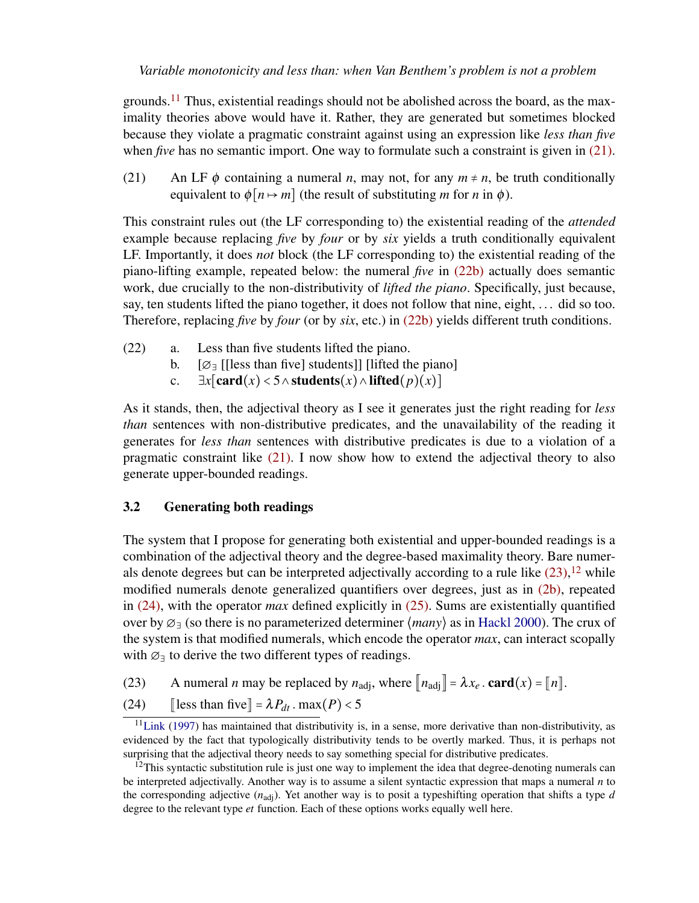grounds.[11] Thus, existential readings should not be abolished across the board, as the maximality theories above would have it. Rather, they are generated but sometimes blocked because they violate a pragmatic constraint against using an expression like *less than five* when *five* has no semantic import. One way to formulate such a constraint is given in (21).

(21) An LF $\phi$ containing a numeral $n$, may not, for any $m \neq n$, be truth conditionally equivalent to $\phi[n \mapsto m]$ (the result of substituting $m$ for $n$ in $\phi$).

This constraint rules out (the LF corresponding to) the existential reading of the *attended* example because replacing *five* by *four* or by *six* yields a truth conditionally equivalent LF. Importantly, it does *not* block (the LF corresponding to) the existential reading of the piano-lifting example, repeated below: the numeral *five* in (22b) actually does semantic work, due crucially to the non-distributivity of *lifted the piano*. Specifically, just because, say, ten students lifted the piano together, it does not follow that nine, eight, ... did so too. Therefore, replacing *five* by *four* (or by *six*, etc.) in (22b) yields different truth conditions.

(22)
a. Less than five students lifted the piano.
b. [$\varnothing_{\exists}$ [[less than five] students]] [lifted the piano]
c. $\exists x[\mathbf{card}(x) < 5 \wedge \mathbf{students}(x) \wedge \mathbf{lifted}(p)(x)]$

As it stands, then, the adjectival theory as I see it generates just the right reading for *less than* sentences with non-distributive predicates, and the unavailability of the reading it generates for *less than* sentences with distributive predicates is due to a violation of a pragmatic constraint like (21). I now show how to extend the adjectival theory to also generate upper-bounded readings.

### 3.2 Generating both readings

The system that I propose for generating both existential and upper-bounded readings is a combination of the adjectival theory and the degree-based maximality theory. Bare numerals denote degrees but can be interpreted adjectivally according to a rule like (23),[12] while modified numerals denote generalized quantifiers over degrees, just as in (2b), repeated in (24), with the operator *max* defined explicitly in (25). Sums are existentially quantified over by $\varnothing_{\exists}$ (so there is no parameterized determiner ⟨*many*⟩ as in Hackl 2000). The crux of the system is that modified numerals, which encode the operator *max*, can interact scopally with $\varnothing_{\exists}$ to derive the two different types of readings.

(23) A numeral $n$ may be replaced by $n_{\text{adj}}$, where $[\![n_{\text{adj}}]\!] = \lambda x_e \,.\, \mathbf{card}(x) = [\![n]\!]$.

(24) $[\![\text{less than five}]\!] = \lambda P_{dt} \,.\, \max(P) < 5$

[11] Link (1997) has maintained that distributivity is, in a sense, more derivative than non-distributivity, as evidenced by the fact that typologically distributivity tends to be overtly marked. Thus, it is perhaps not surprising that the adjectival theory needs to say something special for distributive predicates.

[12] This syntactic substitution rule is just one way to implement the idea that degree-denoting numerals can be interpreted adjectivally. Another way is to assume a silent syntactic expression that maps a numeral $n$ to the corresponding adjective ($n_{\text{adj}}$). Yet another way is to posit a typeshifting operation that shifts a type $d$ degree to the relevant type $et$ function. Each of these options works equally well here.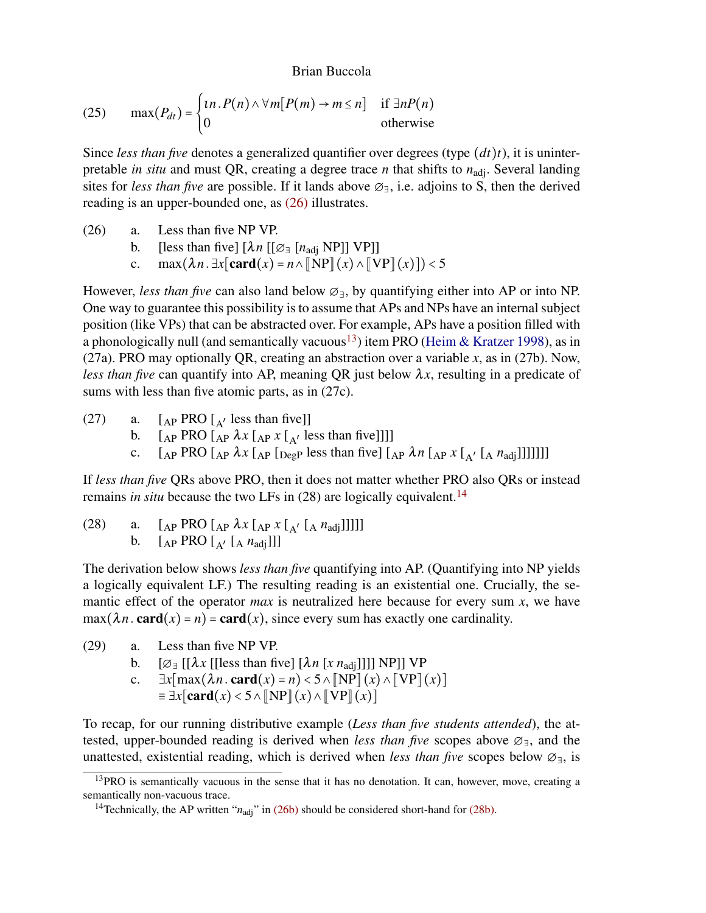(25) $$\max(P_{dt}) = \begin{cases} \iota n\,.\,P(n) \wedge \forall m[P(m) \rightarrow m \leq n] & \text{if } \exists n P(n) \\ 0 & \text{otherwise} \end{cases}$$

Since *less than five* denotes a generalized quantifier over degrees (type $(dt)t$), it is uninterpretable *in situ* and must QR, creating a degree trace $n$ that shifts to $n_{\text{adj}}$. Several landing sites for *less than five* are possible. If it lands above $\varnothing_\exists$, i.e. adjoins to S, then the derived reading is an upper-bounded one, as (26) illustrates.

(26)
a. Less than five NP VP.
b. [less than five] [$\lambda n$ [[$\varnothing_\exists$ [$n_{\text{adj}}$ NP]] VP]]
c. $\max(\lambda n\,.\,\exists x[\textbf{card}(x) = n \wedge [\![\text{NP}]\!](x) \wedge [\![\text{VP}]\!](x)]) < 5$

However, *less than five* can also land below $\varnothing_\exists$, by quantifying either into AP or into NP. One way to guarantee this possibility is to assume that APs and NPs have an internal subject position (like VPs) that can be abstracted over. For example, APs have a position filled with a phonologically null (and semantically vacuous[13]) item PRO (Heim & Kratzer 1998), as in (27a). PRO may optionally QR, creating an abstraction over a variable $x$, as in (27b). Now, *less than five* can quantify into AP, meaning QR just below $\lambda x$, resulting in a predicate of sums with less than five atomic parts, as in (27c).

(27)
a. [$_{\text{AP}}$ PRO [$_{\text{A}'}$ less than five]]
b. [$_{\text{AP}}$ PRO [$_{\text{AP}}$ $\lambda x$ [$_{\text{AP}}$ $x$ [$_{\text{A}'}$ less than five]]]]
c. [$_{\text{AP}}$ PRO [$_{\text{AP}}$ $\lambda x$ [$_{\text{AP}}$ [$_{\text{DegP}}$ less than five] [$_{\text{AP}}$ $\lambda n$ [$_{\text{AP}}$ $x$ [$_{\text{A}'}$ [$_{\text{A}}$ $n_{\text{adj}}$]]]]]]]

If *less than five* QRs above PRO, then it does not matter whether PRO also QRs or instead remains *in situ* because the two LFs in (28) are logically equivalent.[14]

(28)
a. [$_{\text{AP}}$ PRO [$_{\text{AP}}$ $\lambda x$ [$_{\text{AP}}$ $x$ [$_{\text{A}'}$ [$_{\text{A}}$ $n_{\text{adj}}$]]]]]
b. [$_{\text{AP}}$ PRO [$_{\text{A}'}$ [$_{\text{A}}$ $n_{\text{adj}}$]]]

The derivation below shows *less than five* quantifying into AP. (Quantifying into NP yields a logically equivalent LF.) The resulting reading is an existential one. Crucially, the semantic effect of the operator *max* is neutralized here because for every sum $x$, we have $\max(\lambda n\,.\,\textbf{card}(x) = n) = \textbf{card}(x)$, since every sum has exactly one cardinality.

(29)
a. Less than five NP VP.
b. [$\varnothing_\exists$ [[$\lambda x$ [[less than five] [$\lambda n$ [$x$ $n_{\text{adj}}$]]]] NP]] VP
c. $\exists x[\max(\lambda n\,.\,\textbf{card}(x) = n) < 5 \wedge [\![\text{NP}]\!](x) \wedge [\![\text{VP}]\!](x)]$
$\equiv \exists x[\textbf{card}(x) < 5 \wedge [\![\text{NP}]\!](x) \wedge [\![\text{VP}]\!](x)]$

To recap, for our running distributive example (*Less than five students attended*), the attested, upper-bounded reading is derived when *less than five* scopes above $\varnothing_\exists$, and the unattested, existential reading, which is derived when *less than five* scopes below $\varnothing_\exists$, is

[13] PRO is semantically vacuous in the sense that it has no denotation. It can, however, move, creating a semantically non-vacuous trace.

[14] Technically, the AP written "$n_{\text{adj}}$" in (26b) should be considered short-hand for (28b).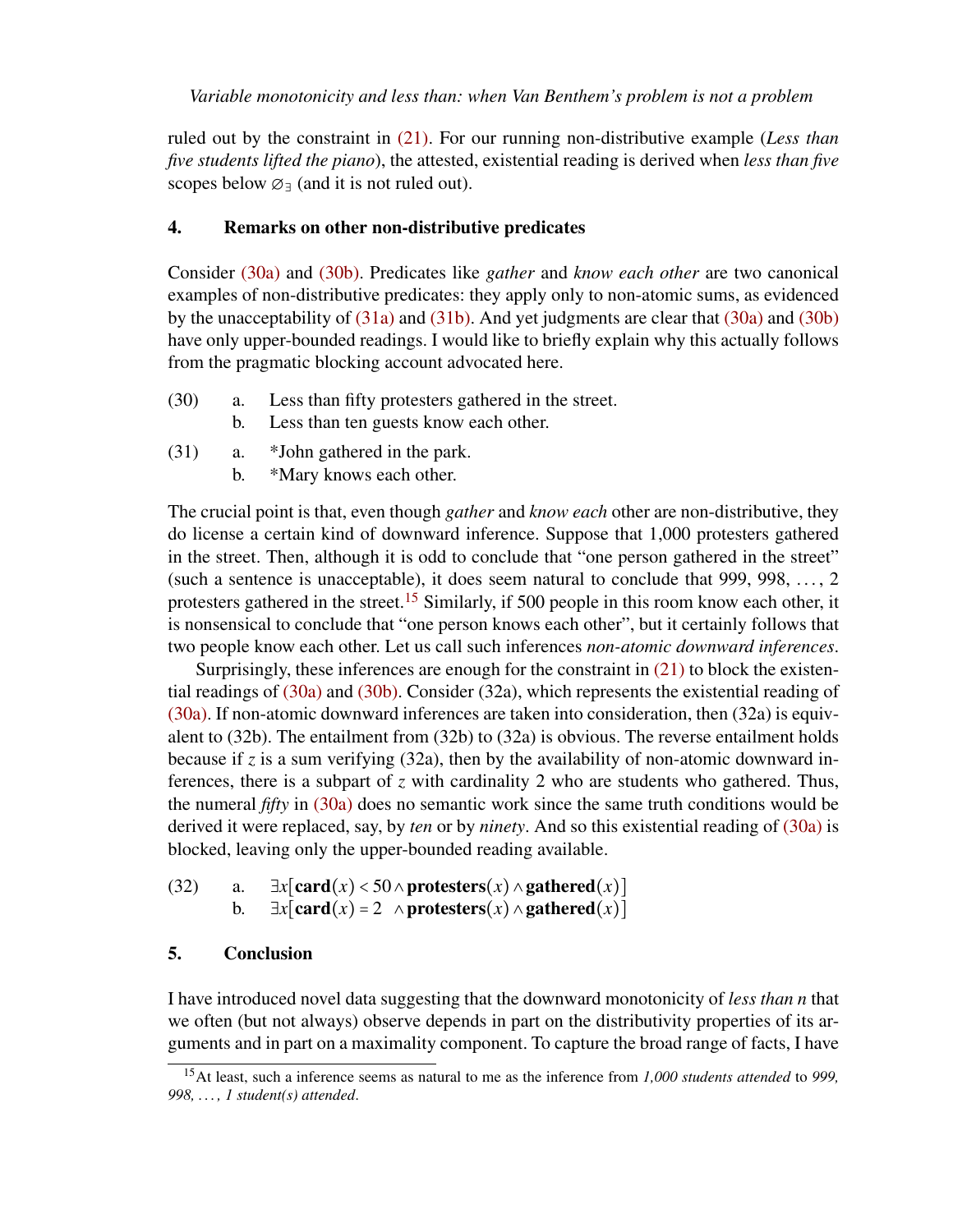ruled out by the constraint in (21). For our running non-distributive example (*Less than five students lifted the piano*), the attested, existential reading is derived when *less than five* scopes below $\varnothing_{\exists}$ (and it is not ruled out).

## 4. Remarks on other non-distributive predicates

Consider (30a) and (30b). Predicates like *gather* and *know each other* are two canonical examples of non-distributive predicates: they apply only to non-atomic sums, as evidenced by the unacceptability of (31a) and (31b). And yet judgments are clear that (30a) and (30b) have only upper-bounded readings. I would like to briefly explain why this actually follows from the pragmatic blocking account advocated here.

(30) a. Less than fifty protesters gathered in the street.
  b. Less than ten guests know each other.

(31) a. *John gathered in the park.
  b. *Mary knows each other.

The crucial point is that, even though *gather* and *know each* other are non-distributive, they do license a certain kind of downward inference. Suppose that 1,000 protesters gathered in the street. Then, although it is odd to conclude that "one person gathered in the street" (such a sentence is unacceptable), it does seem natural to conclude that 999, 998, ..., 2 protesters gathered in the street.[15] Similarly, if 500 people in this room know each other, it is nonsensical to conclude that "one person knows each other", but it certainly follows that two people know each other. Let us call such inferences *non-atomic downward inferences*.

Surprisingly, these inferences are enough for the constraint in (21) to block the existential readings of (30a) and (30b). Consider (32a), which represents the existential reading of (30a). If non-atomic downward inferences are taken into consideration, then (32a) is equivalent to (32b). The entailment from (32b) to (32a) is obvious. The reverse entailment holds because if $z$ is a sum verifying (32a), then by the availability of non-atomic downward inferences, there is a subpart of $z$ with cardinality 2 who are students who gathered. Thus, the numeral *fifty* in (30a) does no semantic work since the same truth conditions would be derived it were replaced, say, by *ten* or by *ninety*. And so this existential reading of (30a) is blocked, leaving only the upper-bounded reading available.

(32) a. $\exists x[\mathbf{card}(x) < 50 \wedge \mathbf{protesters}(x) \wedge \mathbf{gathered}(x)]$
  b. $\exists x[\mathbf{card}(x) = 2 \wedge \mathbf{protesters}(x) \wedge \mathbf{gathered}(x)]$

## 5. Conclusion

I have introduced novel data suggesting that the downward monotonicity of *less than n* that we often (but not always) observe depends in part on the distributivity properties of its arguments and in part on a maximality component. To capture the broad range of facts, I have

[15] At least, such a inference seems as natural to me as the inference from *1,000 students attended* to *999, 998, ..., 1 student(s) attended*.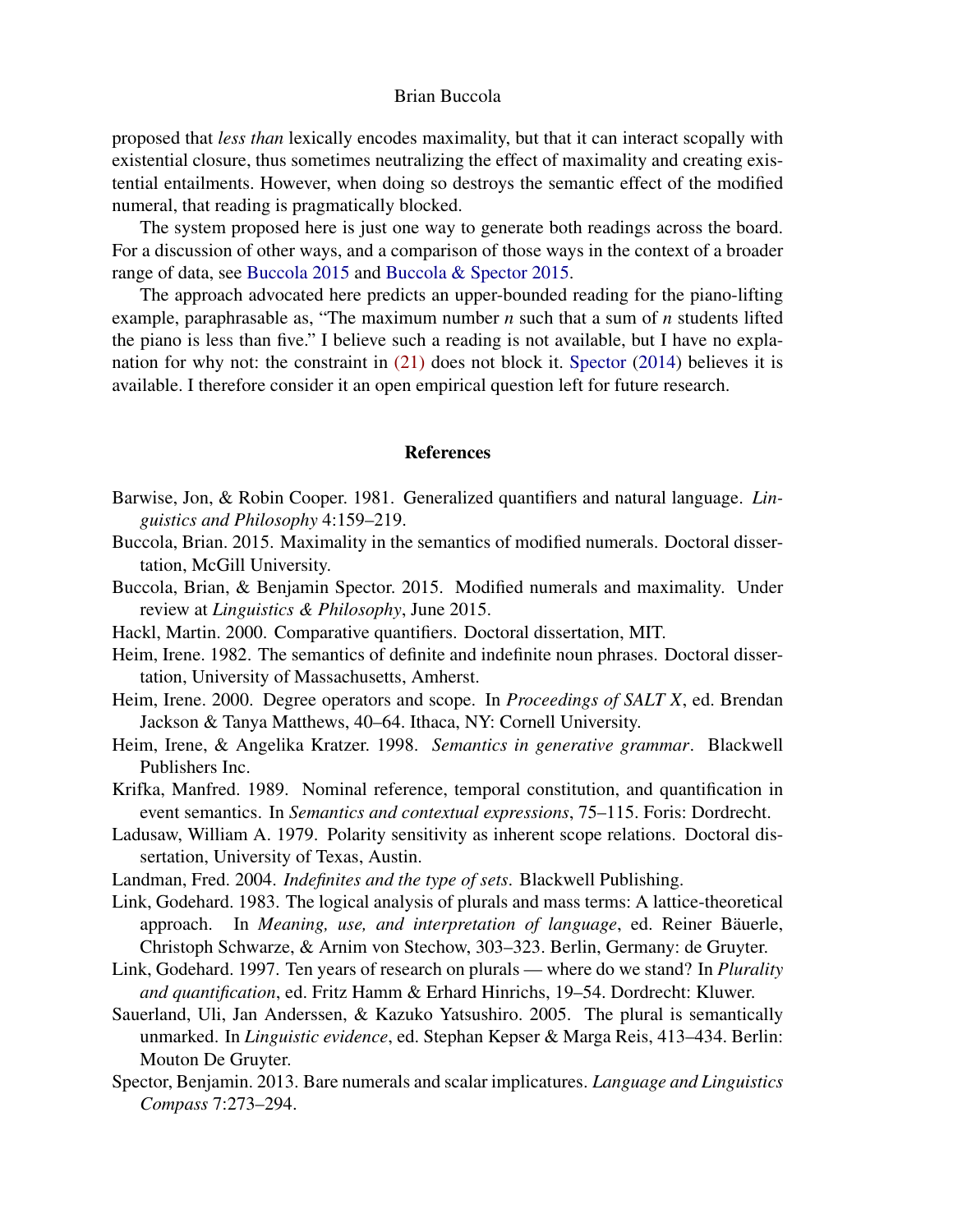proposed that *less than* lexically encodes maximality, but that it can interact scopally with existential closure, thus sometimes neutralizing the effect of maximality and creating existential entailments. However, when doing so destroys the semantic effect of the modified numeral, that reading is pragmatically blocked.

The system proposed here is just one way to generate both readings across the board. For a discussion of other ways, and a comparison of those ways in the context of a broader range of data, see Buccola 2015 and Buccola & Spector 2015.

The approach advocated here predicts an upper-bounded reading for the piano-lifting example, paraphrasable as, "The maximum number *n* such that a sum of *n* students lifted the piano is less than five." I believe such a reading is not available, but I have no explanation for why not: the constraint in (21) does not block it. Spector (2014) believes it is available. I therefore consider it an open empirical question left for future research.

## References

Barwise, Jon, & Robin Cooper. 1981. Generalized quantifiers and natural language. *Linguistics and Philosophy* 4:159–219.

Buccola, Brian. 2015. Maximality in the semantics of modified numerals. Doctoral dissertation, McGill University.

Buccola, Brian, & Benjamin Spector. 2015. Modified numerals and maximality. Under review at *Linguistics & Philosophy*, June 2015.

Hackl, Martin. 2000. Comparative quantifiers. Doctoral dissertation, MIT.

Heim, Irene. 1982. The semantics of definite and indefinite noun phrases. Doctoral dissertation, University of Massachusetts, Amherst.

Heim, Irene. 2000. Degree operators and scope. In *Proceedings of SALT X*, ed. Brendan Jackson & Tanya Matthews, 40–64. Ithaca, NY: Cornell University.

Heim, Irene, & Angelika Kratzer. 1998. *Semantics in generative grammar*. Blackwell Publishers Inc.

Krifka, Manfred. 1989. Nominal reference, temporal constitution, and quantification in event semantics. In *Semantics and contextual expressions*, 75–115. Foris: Dordrecht.

Ladusaw, William A. 1979. Polarity sensitivity as inherent scope relations. Doctoral dissertation, University of Texas, Austin.

Landman, Fred. 2004. *Indefinites and the type of sets*. Blackwell Publishing.

Link, Godehard. 1983. The logical analysis of plurals and mass terms: A lattice-theoretical approach. In *Meaning, use, and interpretation of language*, ed. Reiner Bäuerle, Christoph Schwarze, & Arnim von Stechow, 303–323. Berlin, Germany: de Gruyter.

Link, Godehard. 1997. Ten years of research on plurals — where do we stand? In *Plurality and quantification*, ed. Fritz Hamm & Erhard Hinrichs, 19–54. Dordrecht: Kluwer.

Sauerland, Uli, Jan Anderssen, & Kazuko Yatsushiro. 2005. The plural is semantically unmarked. In *Linguistic evidence*, ed. Stephan Kepser & Marga Reis, 413–434. Berlin: Mouton De Gruyter.

Spector, Benjamin. 2013. Bare numerals and scalar implicatures. *Language and Linguistics Compass* 7:273–294.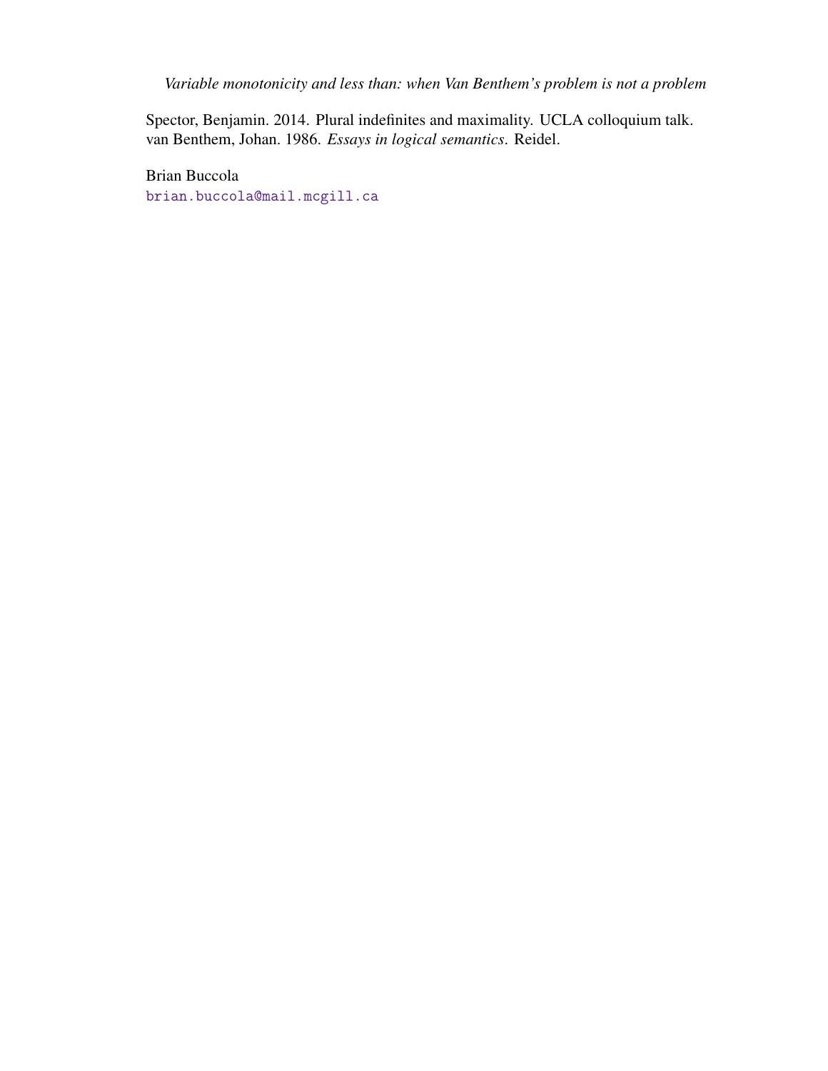Spector, Benjamin. 2014. Plural indefinites and maximality. UCLA colloquium talk.
van Benthem, Johan. 1986. *Essays in logical semantics*. Reidel.

Brian Buccola
brian.buccola@mail.mcgill.ca